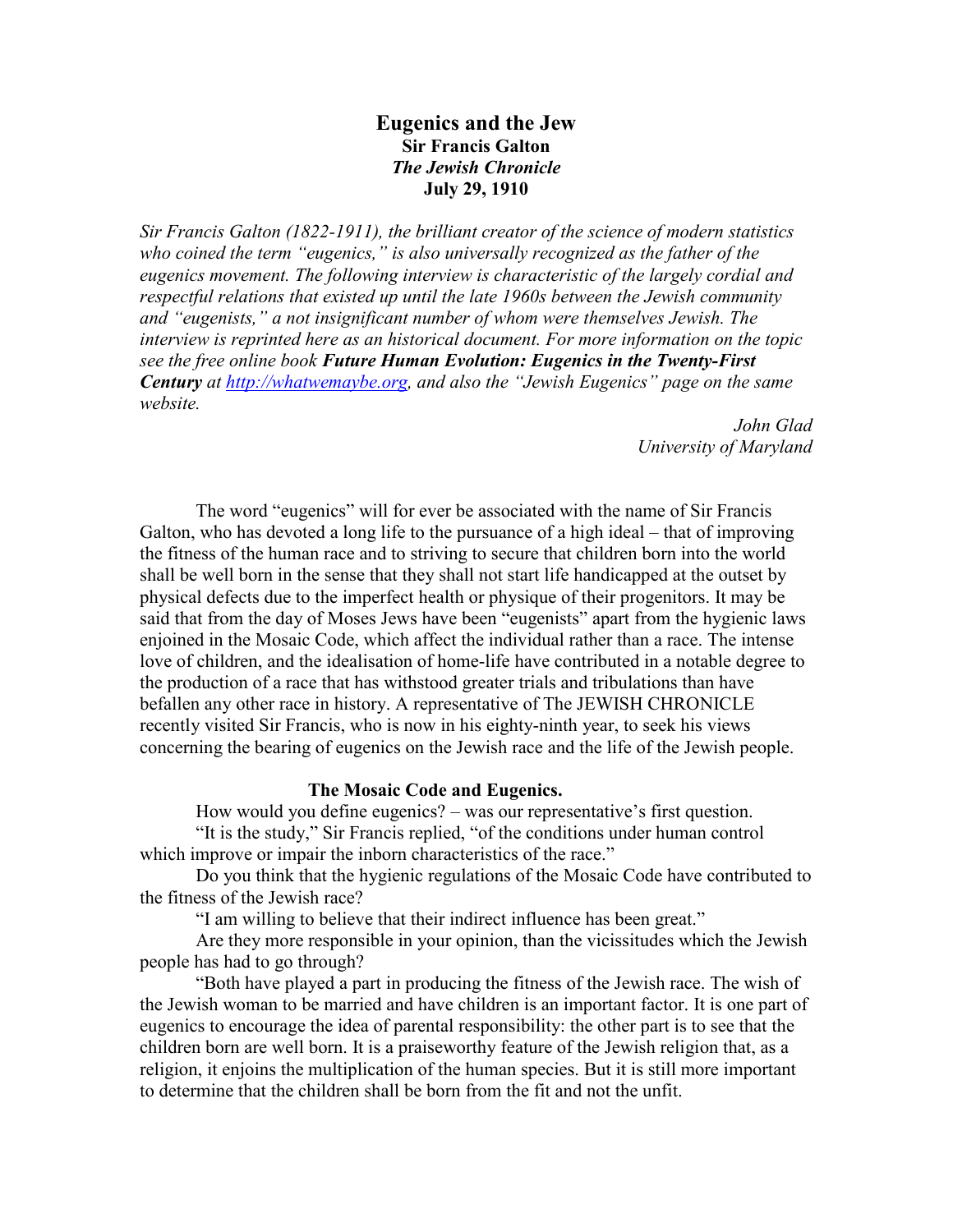# Eugenics and the Jew

**Sir Francis Galton**
***The Jewish Chronicle***
**July 29, 1910**

*Sir Francis Galton (1822-1911), the brilliant creator of the science of modern statistics who coined the term "eugenics," is also universally recognized as the father of the eugenics movement. The following interview is characteristic of the largely cordial and respectful relations that existed up until the late 1960s between the Jewish community and "eugenists," a not insignificant number of whom were themselves Jewish. The interview is reprinted here as an historical document. For more information on the topic see the free online book* ***Future Human Evolution: Eugenics in the Twenty-First Century*** *at [http://whatwemaybe.org](http://whatwemaybe.org), and also the "Jewish Eugenics" page on the same website.*

*John Glad*
*University of Maryland*

The word "eugenics" will for ever be associated with the name of Sir Francis Galton, who has devoted a long life to the pursuance of a high ideal – that of improving the fitness of the human race and to striving to secure that children born into the world shall be well born in the sense that they shall not start life handicapped at the outset by physical defects due to the imperfect health or physique of their progenitors. It may be said that from the day of Moses Jews have been "eugenists" apart from the hygienic laws enjoined in the Mosaic Code, which affect the individual rather than a race. The intense love of children, and the idealisation of home-life have contributed in a notable degree to the production of a race that has withstood greater trials and tribulations than have befallen any other race in history. A representative of The JEWISH CHRONICLE recently visited Sir Francis, who is now in his eighty-ninth year, to seek his views concerning the bearing of eugenics on the Jewish race and the life of the Jewish people.

## The Mosaic Code and Eugenics.

How would you define eugenics? – was our representative's first question.

"It is the study," Sir Francis replied, "of the conditions under human control which improve or impair the inborn characteristics of the race."

Do you think that the hygienic regulations of the Mosaic Code have contributed to the fitness of the Jewish race?

"I am willing to believe that their indirect influence has been great."

Are they more responsible in your opinion, than the vicissitudes which the Jewish people has had to go through?

"Both have played a part in producing the fitness of the Jewish race. The wish of the Jewish woman to be married and have children is an important factor. It is one part of eugenics to encourage the idea of parental responsibility: the other part is to see that the children born are well born. It is a praiseworthy feature of the Jewish religion that, as a religion, it enjoins the multiplication of the human species. But it is still more important to determine that the children shall be born from the fit and not the unfit.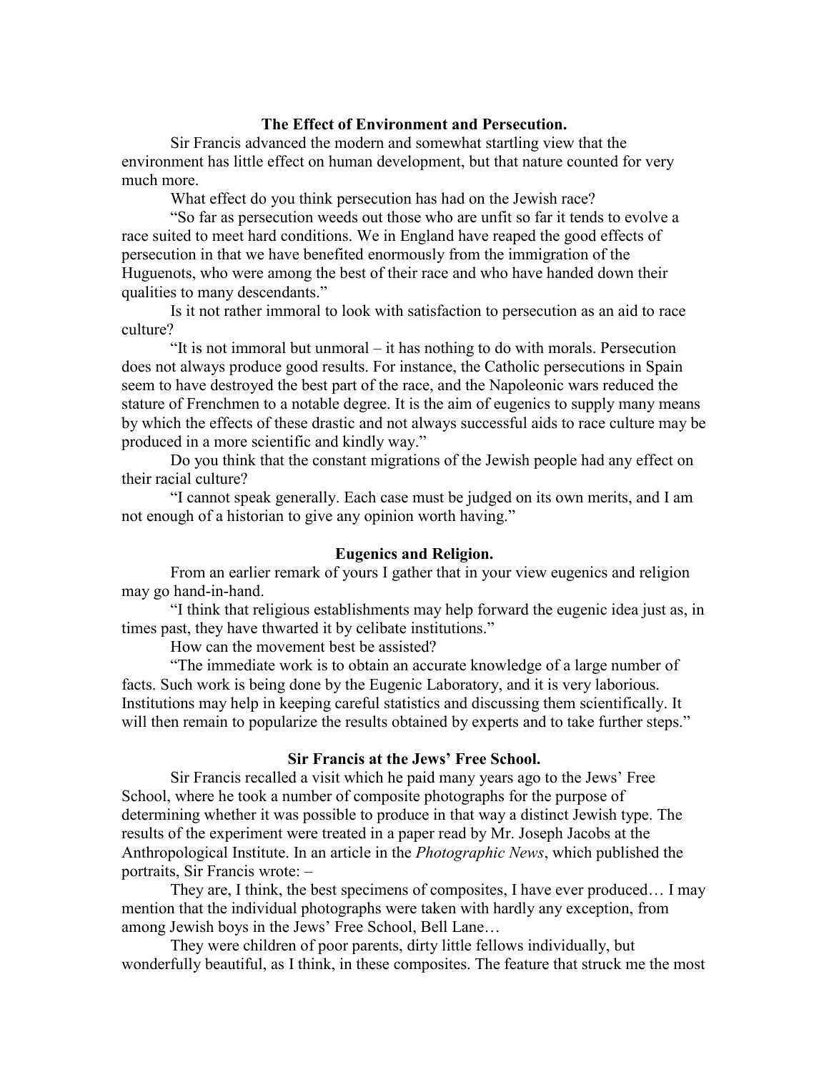### The Effect of Environment and Persecution.

Sir Francis advanced the modern and somewhat startling view that the environment has little effect on human development, but that nature counted for very much more.

What effect do you think persecution has had on the Jewish race?

"So far as persecution weeds out those who are unfit so far it tends to evolve a race suited to meet hard conditions. We in England have reaped the good effects of persecution in that we have benefited enormously from the immigration of the Huguenots, who were among the best of their race and who have handed down their qualities to many descendants."

Is it not rather immoral to look with satisfaction to persecution as an aid to race culture?

"It is not immoral but unmoral – it has nothing to do with morals. Persecution does not always produce good results. For instance, the Catholic persecutions in Spain seem to have destroyed the best part of the race, and the Napoleonic wars reduced the stature of Frenchmen to a notable degree. It is the aim of eugenics to supply many means by which the effects of these drastic and not always successful aids to race culture may be produced in a more scientific and kindly way."

Do you think that the constant migrations of the Jewish people had any effect on their racial culture?

"I cannot speak generally. Each case must be judged on its own merits, and I am not enough of a historian to give any opinion worth having."

### Eugenics and Religion.

From an earlier remark of yours I gather that in your view eugenics and religion may go hand-in-hand.

"I think that religious establishments may help forward the eugenic idea just as, in times past, they have thwarted it by celibate institutions."

How can the movement best be assisted?

"The immediate work is to obtain an accurate knowledge of a large number of facts. Such work is being done by the Eugenic Laboratory, and it is very laborious. Institutions may help in keeping careful statistics and discussing them scientifically. It will then remain to popularize the results obtained by experts and to take further steps."

### Sir Francis at the Jews' Free School.

Sir Francis recalled a visit which he paid many years ago to the Jews' Free School, where he took a number of composite photographs for the purpose of determining whether it was possible to produce in that way a distinct Jewish type. The results of the experiment were treated in a paper read by Mr. Joseph Jacobs at the Anthropological Institute. In an article in the *Photographic News*, which published the portraits, Sir Francis wrote: –

They are, I think, the best specimens of composites, I have ever produced… I may mention that the individual photographs were taken with hardly any exception, from among Jewish boys in the Jews' Free School, Bell Lane…

They were children of poor parents, dirty little fellows individually, but wonderfully beautiful, as I think, in these composites. The feature that struck me the most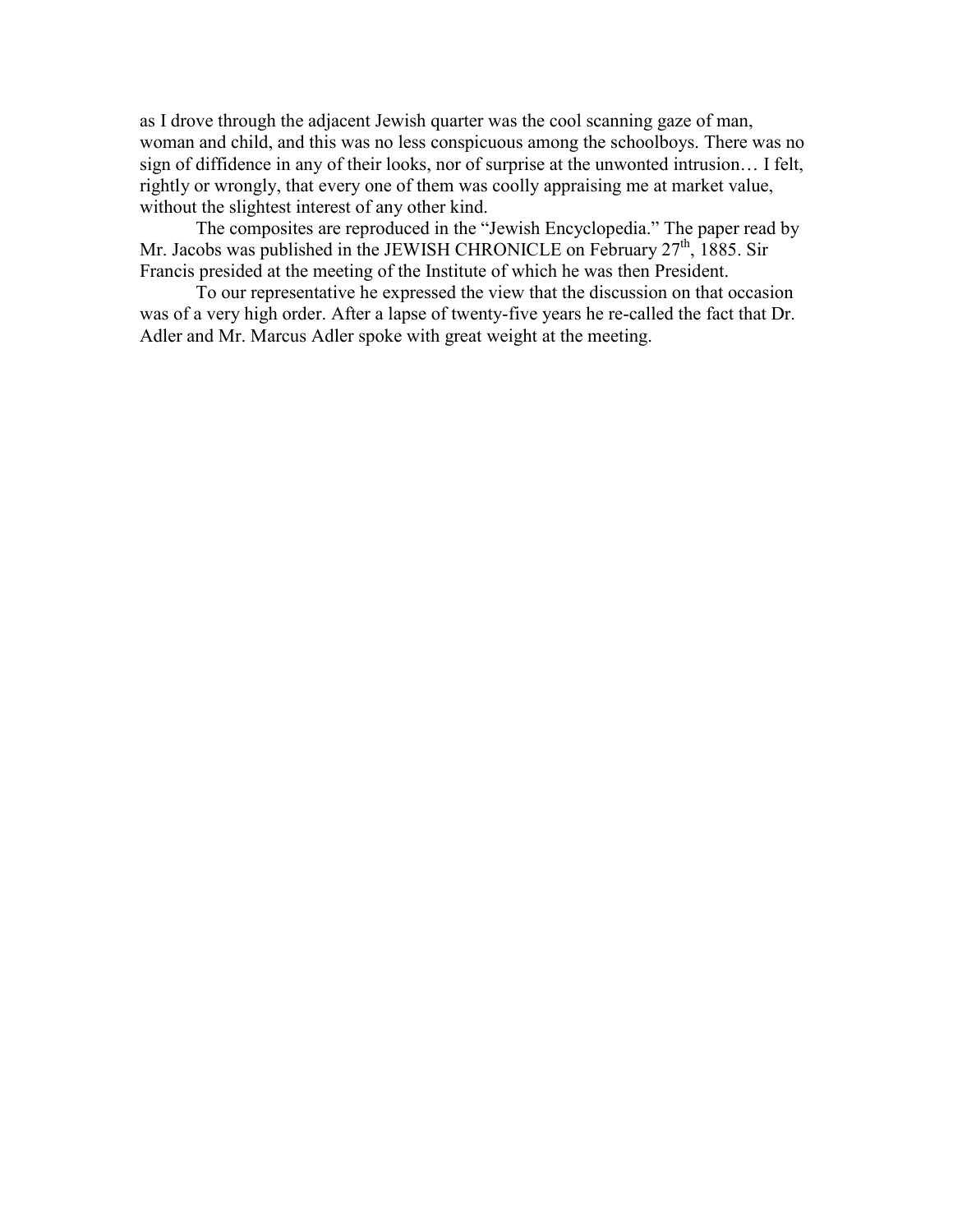as I drove through the adjacent Jewish quarter was the cool scanning gaze of man, woman and child, and this was no less conspicuous among the schoolboys. There was no sign of diffidence in any of their looks, nor of surprise at the unwonted intrusion… I felt, rightly or wrongly, that every one of them was coolly appraising me at market value, without the slightest interest of any other kind.

The composites are reproduced in the "Jewish Encyclopedia." The paper read by Mr. Jacobs was published in the JEWISH CHRONICLE on February 27th, 1885. Sir Francis presided at the meeting of the Institute of which he was then President.

To our representative he expressed the view that the discussion on that occasion was of a very high order. After a lapse of twenty-five years he re-called the fact that Dr. Adler and Mr. Marcus Adler spoke with great weight at the meeting.